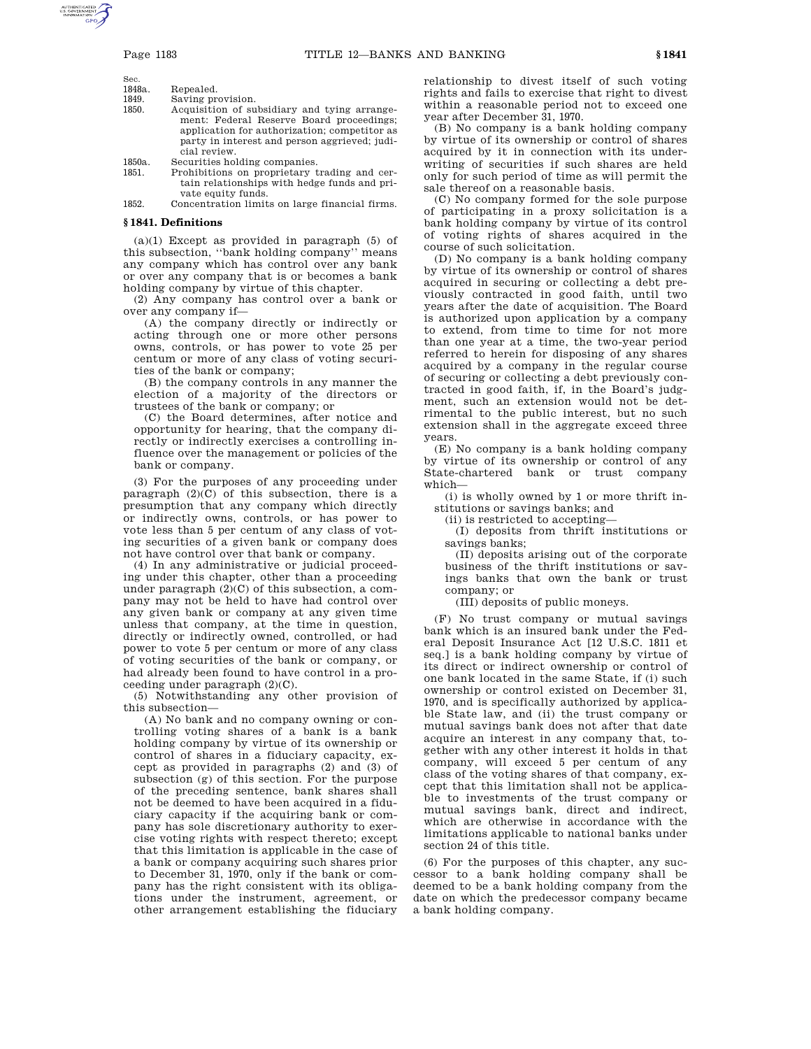| Sec. | |
|---|---|
| 1848a. | Repealed. |
| 1849. | Saving provision. |
| 1850. | Acquisition of subsidiary and tying arrangement: Federal Reserve Board proceedings; application for authorization; competitor as party in interest and person aggrieved; judicial review. |
| 1850a. | Securities holding companies. |
| 1851. | Prohibitions on proprietary trading and certain relationships with hedge funds and private equity funds. |
| 1852. | Concentration limits on large financial firms. |

### § 1841. Definitions

(a)(1) Except as provided in paragraph (5) of this subsection, ''bank holding company'' means any company which has control over any bank or over any company that is or becomes a bank holding company by virtue of this chapter.

(2) Any company has control over a bank or over any company if—

(A) the company directly or indirectly or acting through one or more other persons owns, controls, or has power to vote 25 per centum or more of any class of voting securities of the bank or company;

(B) the company controls in any manner the election of a majority of the directors or trustees of the bank or company; or

(C) the Board determines, after notice and opportunity for hearing, that the company directly or indirectly exercises a controlling influence over the management or policies of the bank or company.

(3) For the purposes of any proceeding under paragraph (2)(C) of this subsection, there is a presumption that any company which directly or indirectly owns, controls, or has power to vote less than 5 per centum of any class of voting securities of a given bank or company does not have control over that bank or company.

(4) In any administrative or judicial proceeding under this chapter, other than a proceeding under paragraph (2)(C) of this subsection, a company may not be held to have had control over any given bank or company at any given time unless that company, at the time in question, directly or indirectly owned, controlled, or had power to vote 5 per centum or more of any class of voting securities of the bank or company, or had already been found to have control in a proceeding under paragraph (2)(C).

(5) Notwithstanding any other provision of this subsection—

(A) No bank and no company owning or controlling voting shares of a bank is a bank holding company by virtue of its ownership or control of shares in a fiduciary capacity, except as provided in paragraphs (2) and (3) of subsection (g) of this section. For the purpose of the preceding sentence, bank shares shall not be deemed to have been acquired in a fiduciary capacity if the acquiring bank or company has sole discretionary authority to exercise voting rights with respect thereto; except that this limitation is applicable in the case of a bank or company acquiring such shares prior to December 31, 1970, only if the bank or company has the right consistent with its obligations under the instrument, agreement, or other arrangement establishing the fiduciary relationship to divest itself of such voting rights and fails to exercise that right to divest within a reasonable period not to exceed one year after December 31, 1970.

(B) No company is a bank holding company by virtue of its ownership or control of shares acquired by it in connection with its underwriting of securities if such shares are held only for such period of time as will permit the sale thereof on a reasonable basis.

(C) No company formed for the sole purpose of participating in a proxy solicitation is a bank holding company by virtue of its control of voting rights of shares acquired in the course of such solicitation.

(D) No company is a bank holding company by virtue of its ownership or control of shares acquired in securing or collecting a debt previously contracted in good faith, until two years after the date of acquisition. The Board is authorized upon application by a company to extend, from time to time for not more than one year at a time, the two-year period referred to herein for disposing of any shares acquired by a company in the regular course of securing or collecting a debt previously contracted in good faith, if, in the Board's judgment, such an extension would not be detrimental to the public interest, but no such extension shall in the aggregate exceed three years.

(E) No company is a bank holding company by virtue of its ownership or control of any State-chartered bank or trust company which—

(i) is wholly owned by 1 or more thrift institutions or savings banks; and

(ii) is restricted to accepting—

(I) deposits from thrift institutions or savings banks;

(II) deposits arising out of the corporate business of the thrift institutions or savings banks that own the bank or trust company; or

(III) deposits of public moneys.

(F) No trust company or mutual savings bank which is an insured bank under the Federal Deposit Insurance Act [12 U.S.C. 1811 et seq.] is a bank holding company by virtue of its direct or indirect ownership or control of one bank located in the same State, if (i) such ownership or control existed on December 31, 1970, and is specifically authorized by applicable State law, and (ii) the trust company or mutual savings bank does not after that date acquire an interest in any company that, together with any other interest it holds in that company, will exceed 5 per centum of any class of the voting shares of that company, except that this limitation shall not be applicable to investments of the trust company or mutual savings bank, direct and indirect, which are otherwise in accordance with the limitations applicable to national banks under section 24 of this title.

(6) For the purposes of this chapter, any successor to a bank holding company shall be deemed to be a bank holding company from the date on which the predecessor company became a bank holding company.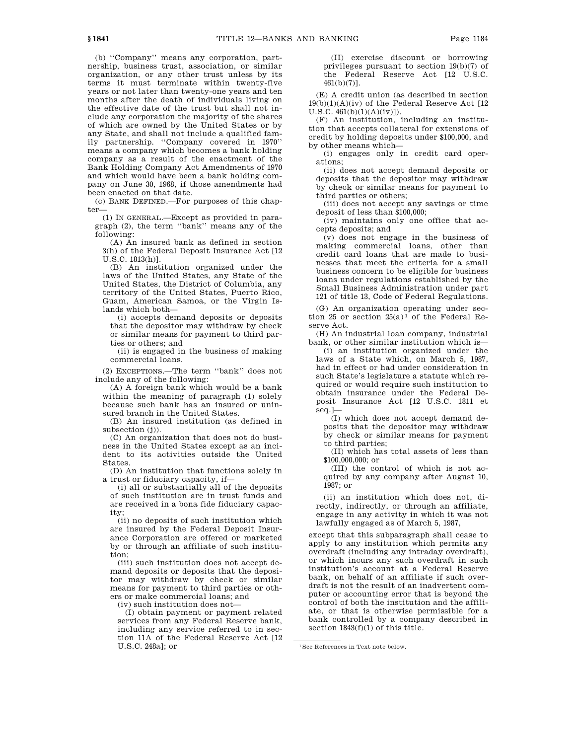(b) ''Company'' means any corporation, partnership, business trust, association, or similar organization, or any other trust unless by its terms it must terminate within twenty-five years or not later than twenty-one years and ten months after the death of individuals living on the effective date of the trust but shall not include any corporation the majority of the shares of which are owned by the United States or by any State, and shall not include a qualified family partnership. ''Company covered in 1970'' means a company which becomes a bank holding company as a result of the enactment of the Bank Holding Company Act Amendments of 1970 and which would have been a bank holding company on June 30, 1968, if those amendments had been enacted on that date.

(c) BANK DEFINED.—For purposes of this chapter—

(1) IN GENERAL.—Except as provided in paragraph (2), the term ''bank'' means any of the following:

(A) An insured bank as defined in section 3(h) of the Federal Deposit Insurance Act [12 U.S.C. 1813(h)].

(B) An institution organized under the laws of the United States, any State of the United States, the District of Columbia, any territory of the United States, Puerto Rico, Guam, American Samoa, or the Virgin Islands which both—

(i) accepts demand deposits or deposits that the depositor may withdraw by check or similar means for payment to third parties or others; and

(ii) is engaged in the business of making commercial loans.

(2) EXCEPTIONS.—The term ''bank'' does not include any of the following:

(A) A foreign bank which would be a bank within the meaning of paragraph (1) solely because such bank has an insured or uninsured branch in the United States.

(B) An insured institution (as defined in subsection (j)).

(C) An organization that does not do business in the United States except as an incident to its activities outside the United States.

(D) An institution that functions solely in a trust or fiduciary capacity, if—

(i) all or substantially all of the deposits of such institution are in trust funds and are received in a bona fide fiduciary capacity;

(ii) no deposits of such institution which are insured by the Federal Deposit Insurance Corporation are offered or marketed by or through an affiliate of such institution;

(iii) such institution does not accept demand deposits or deposits that the depositor may withdraw by check or similar means for payment to third parties or others or make commercial loans; and

(iv) such institution does not—

(I) obtain payment or payment related services from any Federal Reserve bank, including any service referred to in section 11A of the Federal Reserve Act [12 U.S.C. 248a]; or

(II) exercise discount or borrowing privileges pursuant to section 19(b)(7) of the Federal Reserve Act [12 U.S.C. 461(b)(7)].

(E) A credit union (as described in section 19(b)(1)(A)(iv) of the Federal Reserve Act [12 U.S.C. 461(b)(1)(A)(iv)]).

(F) An institution, including an institution that accepts collateral for extensions of credit by holding deposits under $100,000, and by other means which—

(i) engages only in credit card operations;

(ii) does not accept demand deposits or deposits that the depositor may withdraw by check or similar means for payment to third parties or others;

(iii) does not accept any savings or time deposit of less than $100,000;

(iv) maintains only one office that accepts deposits; and

(v) does not engage in the business of making commercial loans, other than credit card loans that are made to businesses that meet the criteria for a small business concern to be eligible for business loans under regulations established by the Small Business Administration under part 121 of title 13, Code of Federal Regulations.

(G) An organization operating under section 25 or section 25(a)[1] of the Federal Reserve Act.

(H) An industrial loan company, industrial bank, or other similar institution which is—

(i) an institution organized under the laws of a State which, on March 5, 1987, had in effect or had under consideration in such State's legislature a statute which required or would require such institution to obtain insurance under the Federal Deposit Insurance Act [12 U.S.C. 1811 et seq.]—

(I) which does not accept demand deposits that the depositor may withdraw by check or similar means for payment to third parties;

(II) which has total assets of less than $100,000,000; or

(III) the control of which is not acquired by any company after August 10, 1987; or

(ii) an institution which does not, directly, indirectly, or through an affiliate, engage in any activity in which it was not lawfully engaged as of March 5, 1987,

except that this subparagraph shall cease to apply to any institution which permits any overdraft (including any intraday overdraft), or which incurs any such overdraft in such institution's account at a Federal Reserve bank, on behalf of an affiliate if such overdraft is not the result of an inadvertent computer or accounting error that is beyond the control of both the institution and the affiliate, or that is otherwise permissible for a bank controlled by a company described in section 1843(f)(1) of this title.

[1] See References in Text note below.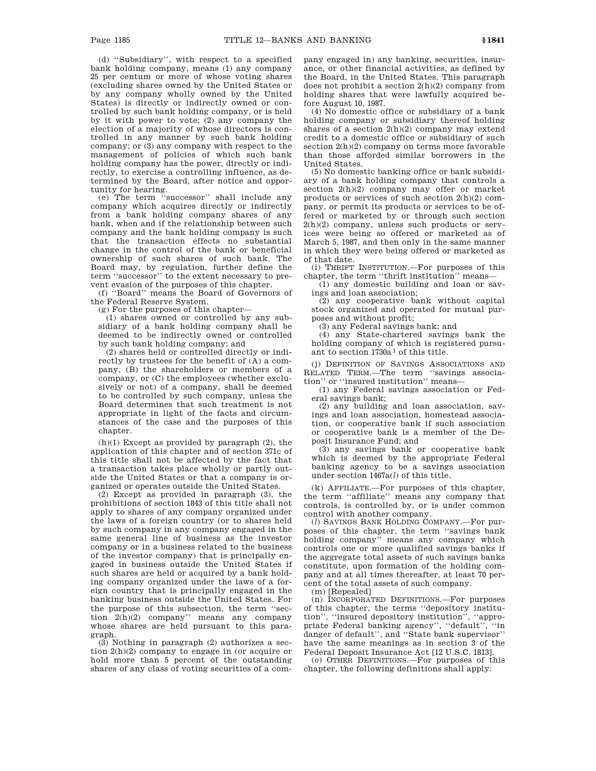(d) ''Subsidiary'', with respect to a specified bank holding company, means (1) any company 25 per centum or more of whose voting shares (excluding shares owned by the United States or by any company wholly owned by the United States) is directly or indirectly owned or controlled by such bank holding company, or is held by it with power to vote; (2) any company the election of a majority of whose directors is controlled in any manner by such bank holding company; or (3) any company with respect to the management of policies of which such bank holding company has the power, directly or indirectly, to exercise a controlling influence, as determined by the Board, after notice and opportunity for hearing.

(e) The term ''successor'' shall include any company which acquires directly or indirectly from a bank holding company shares of any bank, when and if the relationship between such company and the bank holding company is such that the transaction effects no substantial change in the control of the bank or beneficial ownership of such shares of such bank. The Board may, by regulation, further define the term ''successor'' to the extent necessary to prevent evasion of the purposes of this chapter.

(f) ''Board'' means the Board of Governors of the Federal Reserve System.

(g) For the purposes of this chapter—

(1) shares owned or controlled by any subsidiary of a bank holding company shall be deemed to be indirectly owned or controlled by such bank holding company; and

(2) shares held or controlled directly or indirectly by trustees for the benefit of (A) a company, (B) the shareholders or members of a company, or (C) the employees (whether exclusively or not) of a company, shall be deemed to be controlled by such company, unless the Board determines that such treatment is not appropriate in light of the facts and circumstances of the case and the purposes of this chapter.

(h)(1) Except as provided by paragraph (2), the application of this chapter and of section 371c of this title shall not be affected by the fact that a transaction takes place wholly or partly outside the United States or that a company is organized or operates outside the United States.

(2) Except as provided in paragraph (3), the prohibitions of section 1843 of this title shall not apply to shares of any company organized under the laws of a foreign country (or to shares held by such company in any company engaged in the same general line of business as the investor company or in a business related to the business of the investor company) that is principally engaged in business outside the United States if such shares are held or acquired by a bank holding company organized under the laws of a foreign country that is principally engaged in the banking business outside the United States. For the purpose of this subsection, the term ''section 2(h)(2) company'' means any company whose shares are held pursuant to this paragraph.

(3) Nothing in paragraph (2) authorizes a section 2(h)(2) company to engage in (or acquire or hold more than 5 percent of the outstanding shares of any class of voting securities of a company engaged in) any banking, securities, insurance, or other financial activities, as defined by the Board, in the United States. This paragraph does not prohibit a section 2(h)(2) company from holding shares that were lawfully acquired before August 10, 1987.

(4) No domestic office or subsidiary of a bank holding company or subsidiary thereof holding shares of a section 2(h)(2) company may extend credit to a domestic office or subsidiary of such section 2(h)(2) company on terms more favorable than those afforded similar borrowers in the United States.

(5) No domestic banking office or bank subsidiary of a bank holding company that controls a section 2(h)(2) company may offer or market products or services of such section 2(h)(2) company, or permit its products or services to be offered or marketed by or through such section 2(h)(2) company, unless such products or services were being so offered or marketed as of March 5, 1987, and then only in the same manner in which they were being offered or marketed as of that date.

(i) THRIFT INSTITUTION.—For purposes of this chapter, the term ''thrift institution'' means—

(1) any domestic building and loan or savings and loan association;

(2) any cooperative bank without capital stock organized and operated for mutual purposes and without profit;

(3) any Federal savings bank; and

(4) any State-chartered savings bank the holding company of which is registered pursuant to section 1730a[1] of this title.

(j) DEFINITION OF SAVINGS ASSOCIATIONS AND RELATED TERM.—The term ''savings association'' or ''insured institution'' means—

(1) any Federal savings association or Federal savings bank;

(2) any building and loan association, savings and loan association, homestead association, or cooperative bank if such association or cooperative bank is a member of the Deposit Insurance Fund; and

(3) any savings bank or cooperative bank which is deemed by the appropriate Federal banking agency to be a savings association under section 1467a(*l*) of this title.

(k) AFFILIATE.—For purposes of this chapter, the term ''affiliate'' means any company that controls, is controlled by, or is under common control with another company.

(*l*) SAVINGS BANK HOLDING COMPANY.—For purposes of this chapter, the term ''savings bank holding company'' means any company which controls one or more qualified savings banks if the aggregate total assets of such savings banks constitute, upon formation of the holding company and at all times thereafter, at least 70 percent of the total assets of such company.

(m) [Repealed]

(n) INCORPORATED DEFINITIONS.—For purposes of this chapter, the terms ''depository institution'', ''insured depository institution'', ''appropriate Federal banking agency'', ''default'', ''in danger of default'', and ''State bank supervisor'' have the same meanings as in section 3 of the Federal Deposit Insurance Act [12 U.S.C. 1813].

(*o*) OTHER DEFINITIONS.—For purposes of this chapter, the following definitions shall apply: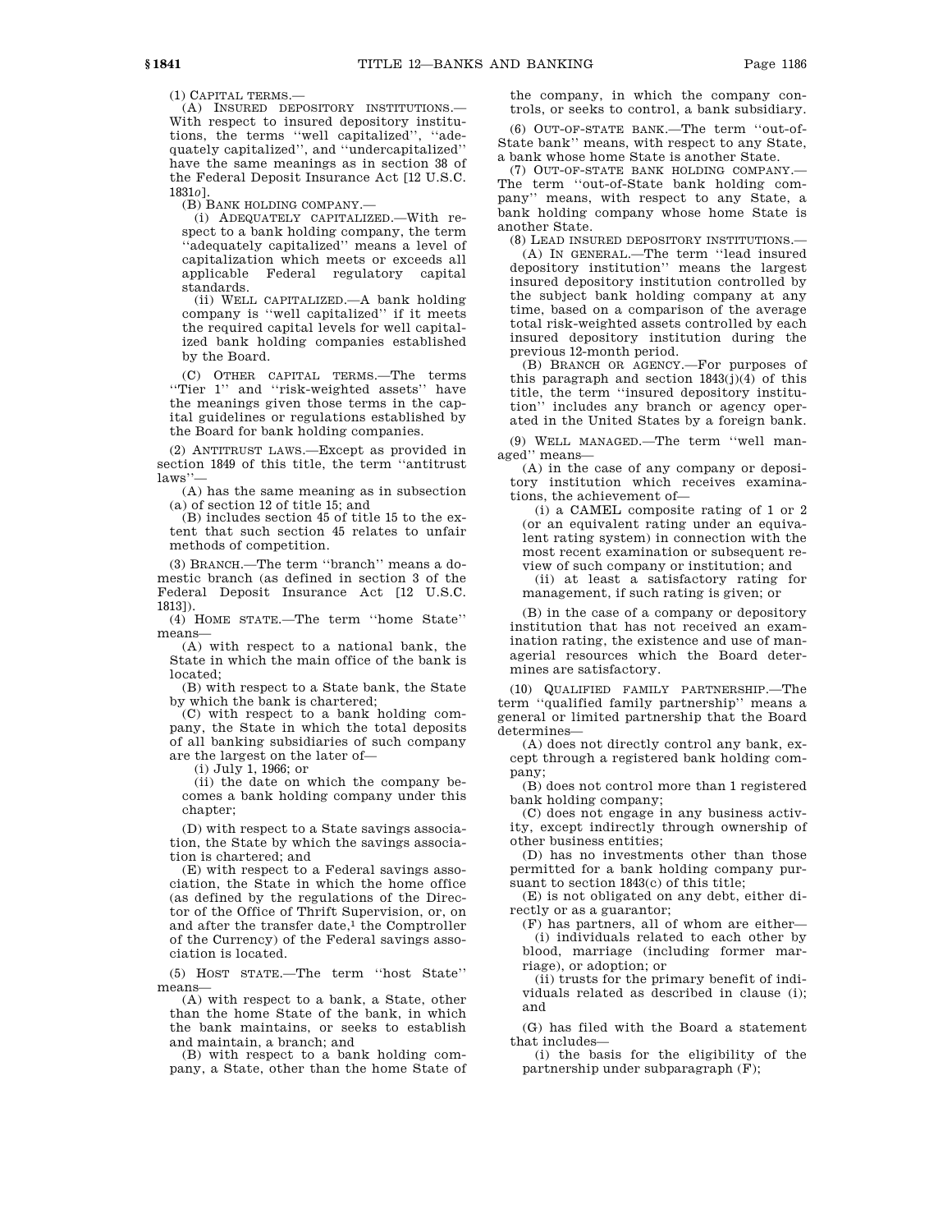(1) CAPITAL TERMS.—

(A) INSURED DEPOSITORY INSTITUTIONS.—With respect to insured depository institutions, the terms ''well capitalized'', ''adequately capitalized'', and ''undercapitalized'' have the same meanings as in section 38 of the Federal Deposit Insurance Act [12 U.S.C. 1831*o*].

(B) BANK HOLDING COMPANY.—

(i) ADEQUATELY CAPITALIZED.—With respect to a bank holding company, the term ''adequately capitalized'' means a level of capitalization which meets or exceeds all applicable Federal regulatory capital standards.

(ii) WELL CAPITALIZED.—A bank holding company is ''well capitalized'' if it meets the required capital levels for well capitalized bank holding companies established by the Board.

(C) OTHER CAPITAL TERMS.—The terms ''Tier 1'' and ''risk-weighted assets'' have the meanings given those terms in the capital guidelines or regulations established by the Board for bank holding companies.

(2) ANTITRUST LAWS.—Except as provided in section 1849 of this title, the term ''antitrust laws''—

(A) has the same meaning as in subsection (a) of section 12 of title 15; and

(B) includes section 45 of title 15 to the extent that such section 45 relates to unfair methods of competition.

(3) BRANCH.—The term ''branch'' means a domestic branch (as defined in section 3 of the Federal Deposit Insurance Act [12 U.S.C. 1813]).

(4) HOME STATE.—The term ''home State'' means—

(A) with respect to a national bank, the State in which the main office of the bank is located;

(B) with respect to a State bank, the State by which the bank is chartered;

(C) with respect to a bank holding company, the State in which the total deposits of all banking subsidiaries of such company are the largest on the later of—

(i) July 1, 1966; or

(ii) the date on which the company becomes a bank holding company under this chapter;

(D) with respect to a State savings association, the State by which the savings association is chartered; and

(E) with respect to a Federal savings association, the State in which the home office (as defined by the regulations of the Director of the Office of Thrift Supervision, or, on and after the transfer date,[1] the Comptroller of the Currency) of the Federal savings association is located.

(5) HOST STATE.—The term ''host State'' means—

(A) with respect to a bank, a State, other than the home State of the bank, in which the bank maintains, or seeks to establish and maintain, a branch; and

(B) with respect to a bank holding company, a State, other than the home State of the company, in which the company controls, or seeks to control, a bank subsidiary.

(6) OUT-OF-STATE BANK.—The term ''out-of-State bank'' means, with respect to any State, a bank whose home State is another State.

(7) OUT-OF-STATE BANK HOLDING COMPANY.—The term ''out-of-State bank holding company'' means, with respect to any State, a bank holding company whose home State is another State.

(8) LEAD INSURED DEPOSITORY INSTITUTIONS.—

(A) IN GENERAL.—The term ''lead insured depository institution'' means the largest insured depository institution controlled by the subject bank holding company at any time, based on a comparison of the average total risk-weighted assets controlled by each insured depository institution during the previous 12-month period.

(B) BRANCH OR AGENCY.—For purposes of this paragraph and section 1843(j)(4) of this title, the term ''insured depository institution'' includes any branch or agency operated in the United States by a foreign bank.

(9) WELL MANAGED.—The term ''well managed'' means—

(A) in the case of any company or depository institution which receives examinations, the achievement of—

(i) a CAMEL composite rating of 1 or 2 (or an equivalent rating under an equivalent rating system) in connection with the most recent examination or subsequent review of such company or institution; and

(ii) at least a satisfactory rating for management, if such rating is given; or

(B) in the case of a company or depository institution that has not received an examination rating, the existence and use of managerial resources which the Board determines are satisfactory.

(10) QUALIFIED FAMILY PARTNERSHIP.—The term ''qualified family partnership'' means a general or limited partnership that the Board determines—

(A) does not directly control any bank, except through a registered bank holding company;

(B) does not control more than 1 registered bank holding company;

(C) does not engage in any business activity, except indirectly through ownership of other business entities;

(D) has no investments other than those permitted for a bank holding company pursuant to section 1843(c) of this title;

(E) is not obligated on any debt, either directly or as a guarantor;

(F) has partners, all of whom are either—

(i) individuals related to each other by blood, marriage (including former marriage), or adoption; or

(ii) trusts for the primary benefit of individuals related as described in clause (i); and

(G) has filed with the Board a statement that includes—

(i) the basis for the eligibility of the partnership under subparagraph (F);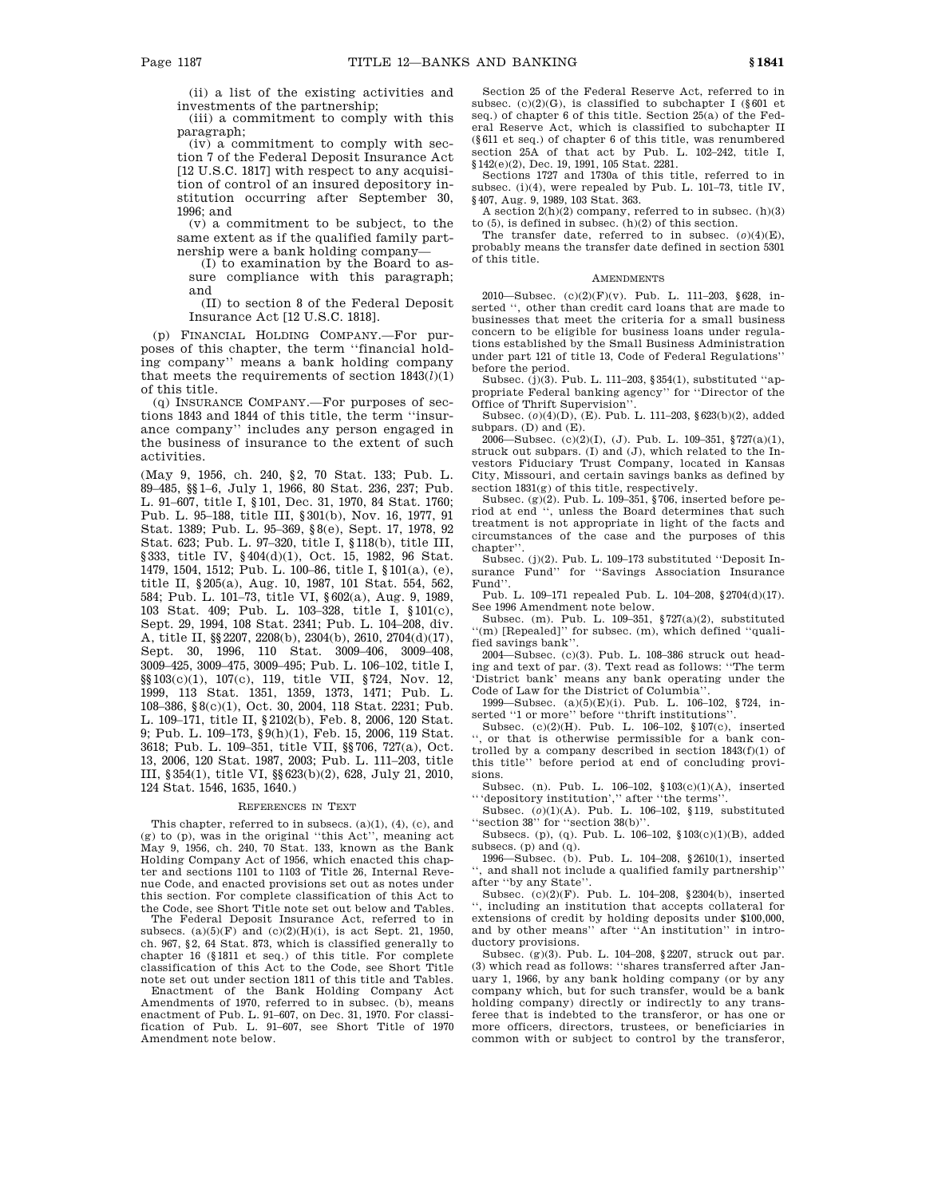(ii) a list of the existing activities and investments of the partnership;

(iii) a commitment to comply with this paragraph;

(iv) a commitment to comply with section 7 of the Federal Deposit Insurance Act [12 U.S.C. 1817] with respect to any acquisition of control of an insured depository institution occurring after September 30, 1996; and

(v) a commitment to be subject, to the same extent as if the qualified family partnership were a bank holding company—

(I) to examination by the Board to assure compliance with this paragraph; and

(II) to section 8 of the Federal Deposit Insurance Act [12 U.S.C. 1818].

(p) FINANCIAL HOLDING COMPANY.—For purposes of this chapter, the term ''financial holding company'' means a bank holding company that meets the requirements of section 1843(*l*)(1) of this title.

(q) INSURANCE COMPANY.—For purposes of sections 1843 and 1844 of this title, the term ''insurance company'' includes any person engaged in the business of insurance to the extent of such activities.

(May 9, 1956, ch. 240, §2, 70 Stat. 133; Pub. L. 89–485, §§1–6, July 1, 1966, 80 Stat. 236, 237; Pub. L. 91–607, title I, §101, Dec. 31, 1970, 84 Stat. 1760; Pub. L. 95–188, title III, §301(b), Nov. 16, 1977, 91 Stat. 1389; Pub. L. 95–369, §8(e), Sept. 17, 1978, 92 Stat. 623; Pub. L. 97–320, title I, §118(b), title III, §333, title IV, §404(d)(1), Oct. 15, 1982, 96 Stat. 1479, 1504, 1512; Pub. L. 100–86, title I, §101(a), (e), title II, §205(a), Aug. 10, 1987, 101 Stat. 554, 562, 584; Pub. L. 101–73, title VI, §602(a), Aug. 9, 1989, 103 Stat. 409; Pub. L. 103–328, title I, §101(c), Sept. 29, 1994, 108 Stat. 2341; Pub. L. 104–208, div. A, title II, §§2207, 2208(b), 2304(b), 2610, 2704(d)(17), Sept. 30, 1996, 110 Stat. 3009–406, 3009–408, 3009–425, 3009–475, 3009–495; Pub. L. 106–102, title I, §§103(c)(1), 107(c), 119, title VII, §724, Nov. 12, 1999, 113 Stat. 1351, 1359, 1373, 1471; Pub. L. 108–386, §8(c)(1), Oct. 30, 2004, 118 Stat. 2231; Pub. L. 109–171, title II, §2102(b), Feb. 8, 2006, 120 Stat. 9; Pub. L. 109–173, §9(h)(1), Feb. 15, 2006, 119 Stat. 3618; Pub. L. 109–351, title VII, §§706, 727(a), Oct. 13, 2006, 120 Stat. 1987, 2003; Pub. L. 111–203, title III, §354(1), title VI, §§623(b)(2), 628, July 21, 2010, 124 Stat. 1546, 1635, 1640.)

## REFERENCES IN TEXT

This chapter, referred to in subsecs. (a)(1), (4), (c), and (g) to (p), was in the original ''this Act'', meaning act May 9, 1956, ch. 240, 70 Stat. 133, known as the Bank Holding Company Act of 1956, which enacted this chapter and sections 1101 to 1103 of Title 26, Internal Revenue Code, and enacted provisions set out as notes under this section. For complete classification of this Act to the Code, see Short Title note set out below and Tables.

The Federal Deposit Insurance Act, referred to in subsecs. (a)(5)(F) and (c)(2)(H)(i), is act Sept. 21, 1950, ch. 967, §2, 64 Stat. 873, which is classified generally to chapter 16 (§1811 et seq.) of this title. For complete classification of this Act to the Code, see Short Title note set out under section 1811 of this title and Tables.

Enactment of the Bank Holding Company Act Amendments of 1970, referred to in subsec. (b), means enactment of Pub. L. 91–607, on Dec. 31, 1970. For classification of Pub. L. 91–607, see Short Title of 1970 Amendment note below.

Section 25 of the Federal Reserve Act, referred to in subsec. (c)(2)(G), is classified to subchapter I (§601 et seq.) of chapter 6 of this title. Section 25(a) of the Federal Reserve Act, which is classified to subchapter II (§611 et seq.) of chapter 6 of this title, was renumbered section 25A of that act by Pub. L. 102–242, title I, §142(e)(2), Dec. 19, 1991, 105 Stat. 2281.

Sections 1727 and 1730a of this title, referred to in subsec. (i)(4), were repealed by Pub. L. 101–73, title IV, §407, Aug. 9, 1989, 103 Stat. 363.

A section 2(h)(2) company, referred to in subsec. (h)(3) to (5), is defined in subsec. (h)(2) of this section.

The transfer date, referred to in subsec. (*o*)(4)(E), probably means the transfer date defined in section 5301 of this title.

## AMENDMENTS

2010—Subsec. (c)(2)(F)(v). Pub. L. 111–203, §628, inserted '', other than credit card loans that are made to businesses that meet the criteria for a small business concern to be eligible for business loans under regulations established by the Small Business Administration under part 121 of title 13, Code of Federal Regulations'' before the period.

Subsec. (j)(3). Pub. L. 111–203, §354(1), substituted ''appropriate Federal banking agency'' for ''Director of the Office of Thrift Supervision''.

Subsec. (*o*)(4)(D), (E). Pub. L. 111–203, §623(b)(2), added subpars. (D) and (E).

2006—Subsec. (c)(2)(I), (J). Pub. L. 109–351, §727(a)(1), struck out subpars. (I) and (J), which related to the Investors Fiduciary Trust Company, located in Kansas City, Missouri, and certain savings banks as defined by section 1831(g) of this title, respectively.

Subsec. (g)(2). Pub. L. 109–351, §706, inserted before period at end '', unless the Board determines that such treatment is not appropriate in light of the facts and circumstances of the case and the purposes of this chapter''.

Subsec. (j)(2). Pub. L. 109–173 substituted ''Deposit Insurance Fund'' for ''Savings Association Insurance Fund''.

Pub. L. 109–171 repealed Pub. L. 104–208, §2704(d)(17). See 1996 Amendment note below.

Subsec. (m). Pub. L. 109–351, §727(a)(2), substituted ''(m) [Repealed]'' for subsec. (m), which defined ''qualified savings bank''.

2004—Subsec. (c)(3). Pub. L. 108–386 struck out heading and text of par. (3). Text read as follows: ''The term 'District bank' means any bank operating under the Code of Law for the District of Columbia''.

1999—Subsec. (a)(5)(E)(i). Pub. L. 106–102, §724, inserted ''1 or more'' before ''thrift institutions''.

Subsec. (c)(2)(H). Pub. L. 106–102, §107(c), inserted '', or that is otherwise permissible for a bank controlled by a company described in section 1843(f)(1) of this title'' before period at end of concluding provisions.

Subsec. (n). Pub. L. 106–102, §103(c)(1)(A), inserted '''depository institution','' after ''the terms''.

Subsec. (*o*)(1)(A). Pub. L. 106–102, §119, substituted ''section 38'' for ''section 38(b)''.

Subsecs. (p), (q). Pub. L. 106–102, §103(c)(1)(B), added subsecs. (p) and (q).

1996—Subsec. (b). Pub. L. 104–208, §2610(1), inserted '', and shall not include a qualified family partnership'' after ''by any State''.

Subsec. (c)(2)(F). Pub. L. 104–208, §2304(b), inserted '', including an institution that accepts collateral for extensions of credit by holding deposits under $100,000, and by other means'' after ''An institution'' in introductory provisions.

Subsec. (g)(3). Pub. L. 104–208, §2207, struck out par. (3) which read as follows: ''shares transferred after January 1, 1966, by any bank holding company (or by any company which, but for such transfer, would be a bank holding company) directly or indirectly to any transferee that is indebted to the transferor, or has one or more officers, directors, trustees, or beneficiaries in common with or subject to control by the transferor,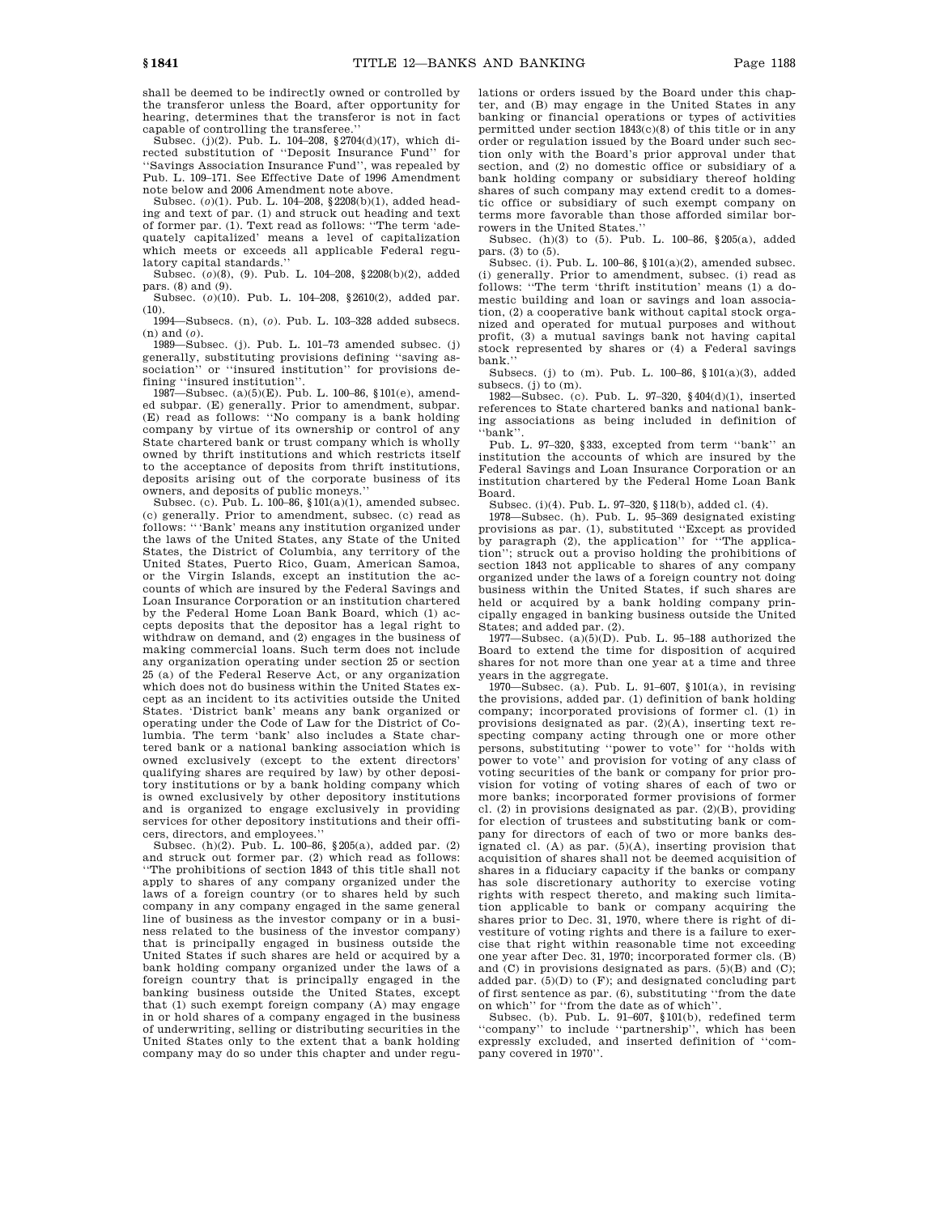shall be deemed to be indirectly owned or controlled by the transferor unless the Board, after opportunity for hearing, determines that the transferor is not in fact capable of controlling the transferee.''

Subsec. (j)(2). Pub. L. 104–208, §2704(d)(17), which directed substitution of ''Deposit Insurance Fund'' for ''Savings Association Insurance Fund'', was repealed by Pub. L. 109–171. See Effective Date of 1996 Amendment note below and 2006 Amendment note above.

Subsec. (*o*)(1). Pub. L. 104–208, §2208(b)(1), added heading and text of par. (1) and struck out heading and text of former par. (1). Text read as follows: ''The term 'adequately capitalized' means a level of capitalization which meets or exceeds all applicable Federal regulatory capital standards.''

Subsec. (*o*)(8), (9). Pub. L. 104–208, §2208(b)(2), added pars. (8) and (9).

Subsec. (*o*)(10). Pub. L. 104–208, §2610(2), added par. (10).

1994—Subsecs. (n), (*o*). Pub. L. 103–328 added subsecs. (n) and (*o*).

1989—Subsec. (j). Pub. L. 101–73 amended subsec. (j) generally, substituting provisions defining ''saving association'' or ''insured institution'' for provisions defining ''insured institution''.

1987—Subsec. (a)(5)(E). Pub. L. 100–86, §101(e), amended subpar. (E) generally. Prior to amendment, subpar. (E) read as follows: ''No company is a bank holding company by virtue of its ownership or control of any State chartered bank or trust company which is wholly owned by thrift institutions and which restricts itself to the acceptance of deposits from thrift institutions, deposits arising out of the corporate business of its owners, and deposits of public moneys.''

Subsec. (c). Pub. L. 100–86, §101(a)(1), amended subsec. (c) generally. Prior to amendment, subsec. (c) read as follows: '' 'Bank' means any institution organized under the laws of the United States, any State of the United States, the District of Columbia, any territory of the United States, Puerto Rico, Guam, American Samoa, or the Virgin Islands, except an institution the accounts of which are insured by the Federal Savings and Loan Insurance Corporation or an institution chartered by the Federal Home Loan Bank Board, which (1) accepts deposits that the depositor has a legal right to withdraw on demand, and (2) engages in the business of making commercial loans. Such term does not include any organization operating under section 25 or section 25 (a) of the Federal Reserve Act, or any organization which does not do business within the United States except as an incident to its activities outside the United States. 'District bank' means any bank organized or operating under the Code of Law for the District of Columbia. The term 'bank' also includes a State chartered bank or a national banking association which is owned exclusively (except to the extent directors' qualifying shares are required by law) by other depository institutions or by a bank holding company which is owned exclusively by other depository institutions and is organized to engage exclusively in providing services for other depository institutions and their officers, directors, and employees.''

Subsec. (h)(2). Pub. L. 100–86, §205(a), added par. (2) and struck out former par. (2) which read as follows: ''The prohibitions of section 1843 of this title shall not apply to shares of any company organized under the laws of a foreign country (or to shares held by such company in any company engaged in the same general line of business as the investor company or in a business related to the business of the investor company) that is principally engaged in business outside the United States if such shares are held or acquired by a bank holding company organized under the laws of a foreign country that is principally engaged in the banking business outside the United States, except that (1) such exempt foreign company (A) may engage in or hold shares of a company engaged in the business of underwriting, selling or distributing securities in the United States only to the extent that a bank holding company may do so under this chapter and under regulations or orders issued by the Board under this chapter, and (B) may engage in the United States in any banking or financial operations or types of activities permitted under section 1843(c)(8) of this title or in any order or regulation issued by the Board under such section only with the Board's prior approval under that section, and (2) no domestic office or subsidiary of a bank holding company or subsidiary thereof holding shares of such company may extend credit to a domestic office or subsidiary of such exempt company on terms more favorable than those afforded similar borrowers in the United States.''

Subsec. (h)(3) to (5). Pub. L. 100–86, §205(a), added pars. (3) to (5).

Subsec. (i). Pub. L. 100–86, §101(a)(2), amended subsec. (i) generally. Prior to amendment, subsec. (i) read as follows: ''The term 'thrift institution' means (1) a domestic building and loan or savings and loan association, (2) a cooperative bank without capital stock organized and operated for mutual purposes and without profit, (3) a mutual savings bank not having capital stock represented by shares or (4) a Federal savings bank.''

Subsecs. (j) to (m). Pub. L. 100–86, §101(a)(3), added subsecs. (j) to (m).

1982—Subsec. (c). Pub. L. 97–320, §404(d)(1), inserted references to State chartered banks and national banking associations as being included in definition of ''bank''.

Pub. L. 97–320, §333, excepted from term ''bank'' an institution the accounts of which are insured by the Federal Savings and Loan Insurance Corporation or an institution chartered by the Federal Home Loan Bank Board.

Subsec. (i)(4). Pub. L. 97–320, §118(b), added cl. (4).

1978—Subsec. (h). Pub. L. 95–369 designated existing provisions as par. (1), substituted ''Except as provided by paragraph (2), the application'' for ''The application''; struck out a proviso holding the prohibitions of section 1843 not applicable to shares of any company organized under the laws of a foreign country not doing business within the United States, if such shares are held or acquired by a bank holding company principally engaged in banking business outside the United States; and added par. (2).

1977—Subsec. (a)(5)(D). Pub. L. 95–188 authorized the Board to extend the time for disposition of acquired shares for not more than one year at a time and three years in the aggregate.

1970—Subsec. (a). Pub. L. 91–607, §101(a), in revising the provisions, added par. (1) definition of bank holding company; incorporated provisions of former cl. (1) in provisions designated as par. (2)(A), inserting text respecting company acting through one or more other persons, substituting ''power to vote'' for ''holds with power to vote'' and provision for voting of any class of voting securities of the bank or company for prior provision for voting of voting shares of each of two or more banks; incorporated former provisions of former cl. (2) in provisions designated as par. (2)(B), providing for election of trustees and substituting bank or company for directors of each of two or more banks designated cl. (A) as par. (5)(A), inserting provision that acquisition of shares shall not be deemed acquisition of shares in a fiduciary capacity if the banks or company has sole discretionary authority to exercise voting rights with respect thereto, and making such limitation applicable to bank or company acquiring the shares prior to Dec. 31, 1970, where there is right of divestiture of voting rights and there is a failure to exercise that right within reasonable time not exceeding one year after Dec. 31, 1970; incorporated former cls. (B) and (C) in provisions designated as pars. (5)(B) and (C); added par. (5)(D) to (F); and designated concluding part of first sentence as par. (6), substituting ''from the date on which'' for ''from the date as of which''.

Subsec. (b). Pub. L. 91–607, §101(b), redefined term ''company'' to include ''partnership'', which has been expressly excluded, and inserted definition of ''company covered in 1970''.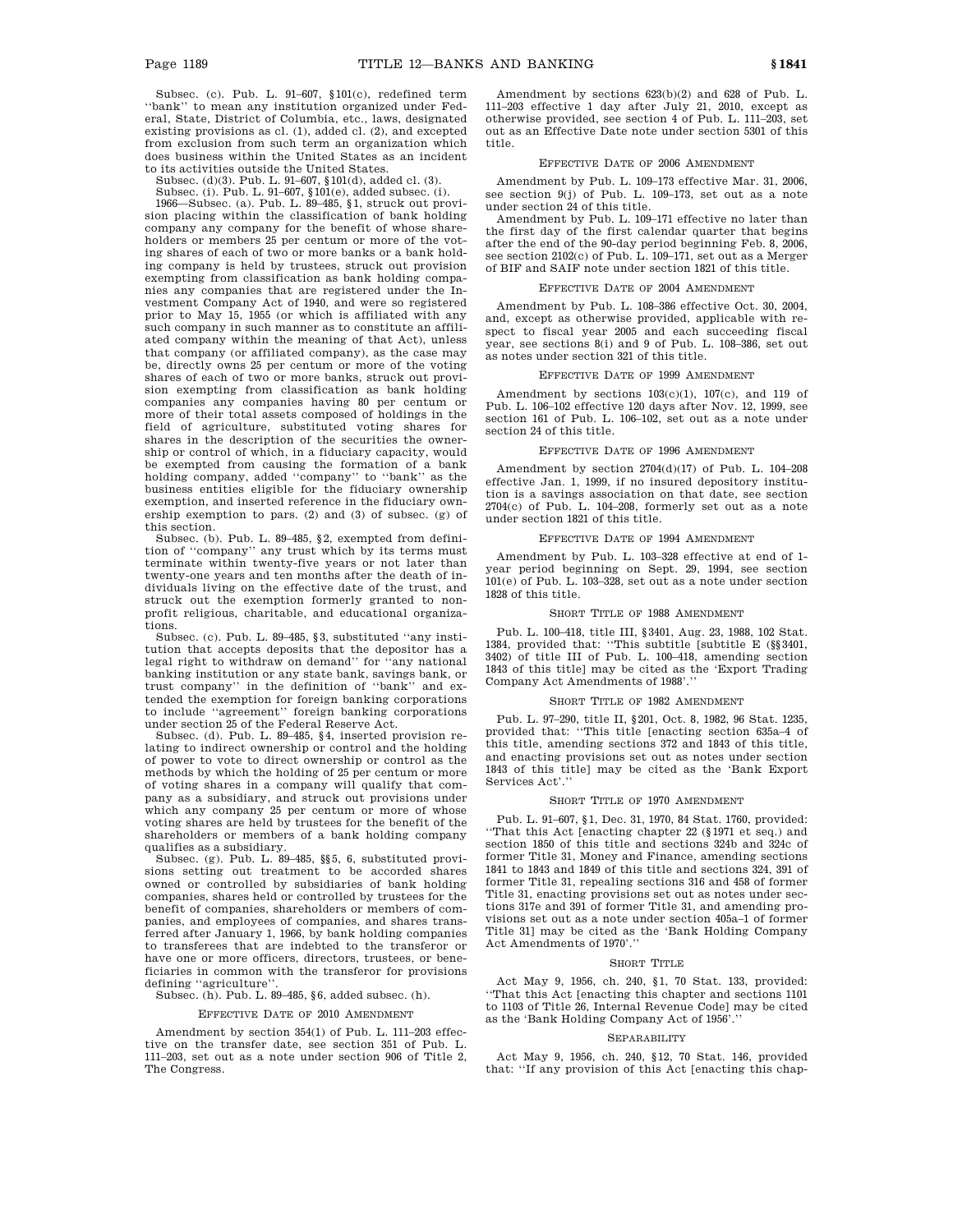Subsec. (c). Pub. L. 91–607, §101(c), redefined term ''bank'' to mean any institution organized under Federal, State, District of Columbia, etc., laws, designated existing provisions as cl. (1), added cl. (2), and excepted from exclusion from such term an organization which does business within the United States as an incident to its activities outside the United States.

Subsec. (d)(3). Pub. L. 91–607, §101(d), added cl. (3).

Subsec. (i). Pub. L. 91–607, §101(e), added subsec. (i).

1966—Subsec. (a). Pub. L. 89–485, §1, struck out provision placing within the classification of bank holding company any company for the benefit of whose shareholders or members 25 per centum or more of the voting shares of each of two or more banks or a bank holding company is held by trustees, struck out provision exempting from classification as bank holding companies any companies that are registered under the Investment Company Act of 1940, and were so registered prior to May 15, 1955 (or which is affiliated with any such company in such manner as to constitute an affiliated company within the meaning of that Act), unless that company (or affiliated company), as the case may be, directly owns 25 per centum or more of the voting shares of each of two or more banks, struck out provision exempting from classification as bank holding companies any companies having 80 per centum or more of their total assets composed of holdings in the field of agriculture, substituted voting shares for shares in the description of the securities the ownership or control of which, in a fiduciary capacity, would be exempted from causing the formation of a bank holding company, added ''company'' to ''bank'' as the business entities eligible for the fiduciary ownership exemption, and inserted reference in the fiduciary ownership exemption to pars. (2) and (3) of subsec. (g) of this section.

Subsec. (b). Pub. L. 89–485, §2, exempted from definition of ''company'' any trust which by its terms must terminate within twenty-five years or not later than twenty-one years and ten months after the death of individuals living on the effective date of the trust, and struck out the exemption formerly granted to nonprofit religious, charitable, and educational organizations.

Subsec. (c). Pub. L. 89–485, §3, substituted ''any institution that accepts deposits that the depositor has a legal right to withdraw on demand'' for ''any national banking institution or any state bank, savings bank, or trust company'' in the definition of ''bank'' and extended the exemption for foreign banking corporations to include ''agreement'' foreign banking corporations under section 25 of the Federal Reserve Act.

Subsec. (d). Pub. L. 89–485, §4, inserted provision relating to indirect ownership or control and the holding of power to vote to direct ownership or control as the methods by which the holding of 25 per centum or more of voting shares in a company will qualify that company as a subsidiary, and struck out provisions under which any company 25 per centum or more of whose voting shares are held by trustees for the benefit of the shareholders or members of a bank holding company qualifies as a subsidiary.

Subsec. (g). Pub. L. 89–485, §§5, 6, substituted provisions setting out treatment to be accorded shares owned or controlled by subsidiaries of bank holding companies, shares held or controlled by trustees for the benefit of companies, shareholders or members of companies, and employees of companies, and shares transferred after January 1, 1966, by bank holding companies to transferees that are indebted to the transferor or have one or more officers, directors, trustees, or beneficiaries in common with the transferor for provisions defining ''agriculture''.

Subsec. (h). Pub. L. 89–485, §6, added subsec. (h).

EFFECTIVE DATE OF 2010 AMENDMENT

Amendment by section 354(1) of Pub. L. 111–203 effective on the transfer date, see section 351 of Pub. L. 111–203, set out as a note under section 906 of Title 2, The Congress.

Amendment by sections 623(b)(2) and 628 of Pub. L. 111–203 effective 1 day after July 21, 2010, except as otherwise provided, see section 4 of Pub. L. 111–203, set out as an Effective Date note under section 5301 of this title.

EFFECTIVE DATE OF 2006 AMENDMENT

Amendment by Pub. L. 109–173 effective Mar. 31, 2006, see section 9(j) of Pub. L. 109–173, set out as a note under section 24 of this title.

Amendment by Pub. L. 109–171 effective no later than the first day of the first calendar quarter that begins after the end of the 90-day period beginning Feb. 8, 2006, see section 2102(c) of Pub. L. 109–171, set out as a Merger of BIF and SAIF note under section 1821 of this title.

EFFECTIVE DATE OF 2004 AMENDMENT

Amendment by Pub. L. 108–386 effective Oct. 30, 2004, and, except as otherwise provided, applicable with respect to fiscal year 2005 and each succeeding fiscal year, see sections 8(i) and 9 of Pub. L. 108–386, set out as notes under section 321 of this title.

EFFECTIVE DATE OF 1999 AMENDMENT

Amendment by sections 103(c)(1), 107(c), and 119 of Pub. L. 106–102 effective 120 days after Nov. 12, 1999, see section 161 of Pub. L. 106–102, set out as a note under section 24 of this title.

EFFECTIVE DATE OF 1996 AMENDMENT

Amendment by section 2704(d)(17) of Pub. L. 104–208 effective Jan. 1, 1999, if no insured depository institution is a savings association on that date, see section 2704(c) of Pub. L. 104–208, formerly set out as a note under section 1821 of this title.

EFFECTIVE DATE OF 1994 AMENDMENT

Amendment by Pub. L. 103–328 effective at end of 1-year period beginning on Sept. 29, 1994, see section 101(e) of Pub. L. 103–328, set out as a note under section 1828 of this title.

SHORT TITLE OF 1988 AMENDMENT

Pub. L. 100–418, title III, §3401, Aug. 23, 1988, 102 Stat. 1384, provided that: ''This subtitle [subtitle E (§§3401, 3402) of title III of Pub. L. 100–418, amending section 1843 of this title] may be cited as the 'Export Trading Company Act Amendments of 1988'.''

SHORT TITLE OF 1982 AMENDMENT

Pub. L. 97–290, title II, §201, Oct. 8, 1982, 96 Stat. 1235, provided that: ''This title [enacting section 635a–4 of this title, amending sections 372 and 1843 of this title, and enacting provisions set out as notes under section 1843 of this title] may be cited as the 'Bank Export Services Act'.''

SHORT TITLE OF 1970 AMENDMENT

Pub. L. 91–607, §1, Dec. 31, 1970, 84 Stat. 1760, provided: ''That this Act [enacting chapter 22 (§1971 et seq.) and section 1850 of this title and sections 324b and 324c of former Title 31, Money and Finance, amending sections 1841 to 1843 and 1849 of this title and sections 324, 391 of former Title 31, repealing sections 316 and 458 of former Title 31, enacting provisions set out as notes under sections 317e and 391 of former Title 31, and amending provisions set out as a note under section 405a–1 of former Title 31] may be cited as the 'Bank Holding Company Act Amendments of 1970'.''

SHORT TITLE

Act May 9, 1956, ch. 240, §1, 70 Stat. 133, provided: ''That this Act [enacting this chapter and sections 1101 to 1103 of Title 26, Internal Revenue Code] may be cited as the 'Bank Holding Company Act of 1956'.''

SEPARABILITY

Act May 9, 1956, ch. 240, §12, 70 Stat. 146, provided that: ''If any provision of this Act [enacting this chap-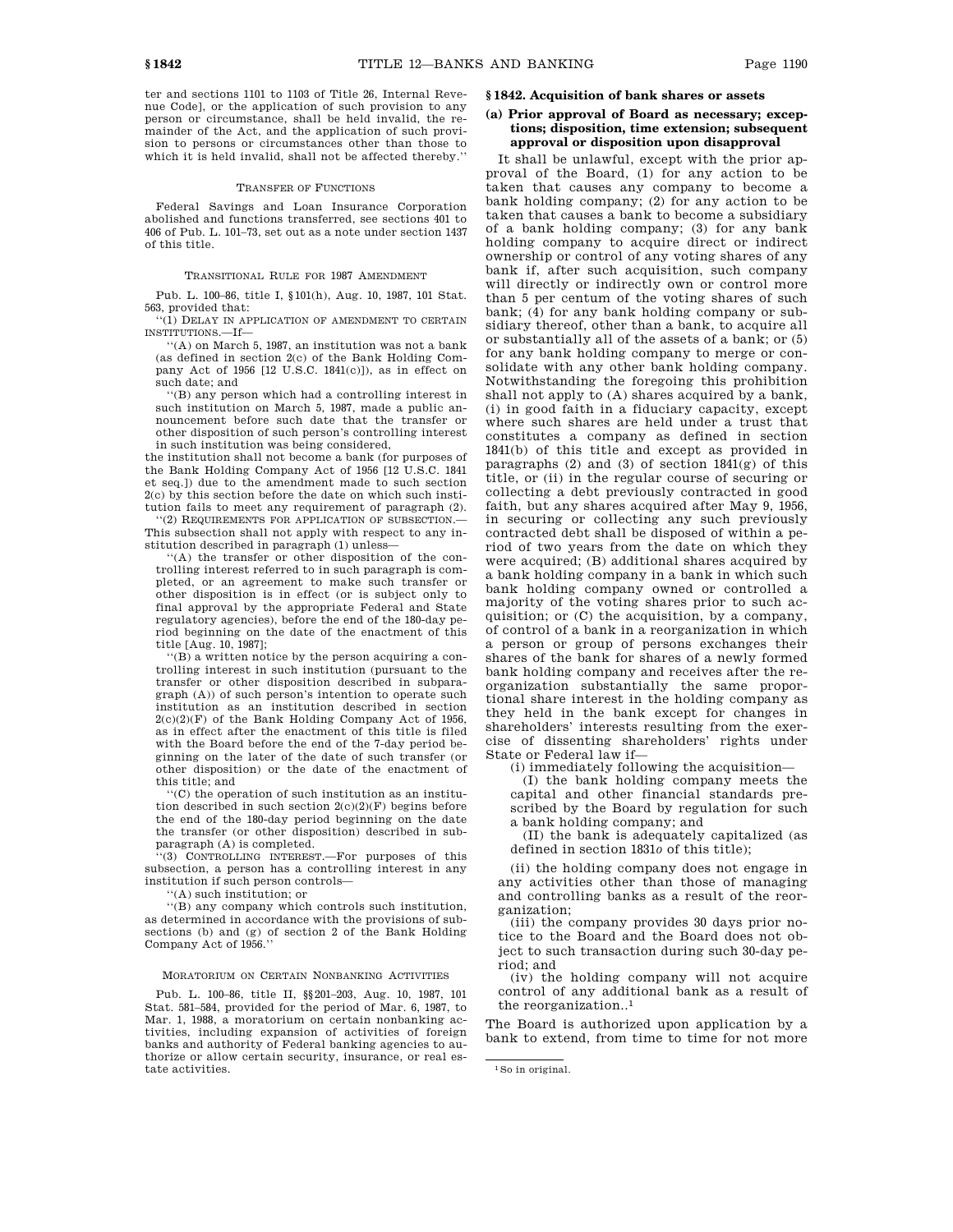ter and sections 1101 to 1103 of Title 26, Internal Revenue Code], or the application of such provision to any person or circumstance, shall be held invalid, the remainder of the Act, and the application of such provision to persons or circumstances other than those to which it is held invalid, shall not be affected thereby.''

TRANSFER OF FUNCTIONS

Federal Savings and Loan Insurance Corporation abolished and functions transferred, see sections 401 to 406 of Pub. L. 101–73, set out as a note under section 1437 of this title.

TRANSITIONAL RULE FOR 1987 AMENDMENT

Pub. L. 100–86, title I, §101(h), Aug. 10, 1987, 101 Stat. 563, provided that:

''(1) DELAY IN APPLICATION OF AMENDMENT TO CERTAIN INSTITUTIONS.—If—

''(A) on March 5, 1987, an institution was not a bank (as defined in section 2(c) of the Bank Holding Company Act of 1956 [12 U.S.C. 1841(c)]), as in effect on such date; and

''(B) any person which had a controlling interest in such institution on March 5, 1987, made a public announcement before such date that the transfer or other disposition of such person's controlling interest in such institution was being considered,

the institution shall not become a bank (for purposes of the Bank Holding Company Act of 1956 [12 U.S.C. 1841 et seq.]) due to the amendment made to such section 2(c) by this section before the date on which such institution fails to meet any requirement of paragraph (2).

''(2) REQUIREMENTS FOR APPLICATION OF SUBSECTION.—This subsection shall not apply with respect to any institution described in paragraph (1) unless—

''(A) the transfer or other disposition of the controlling interest referred to in such paragraph is completed, or an agreement to make such transfer or other disposition is in effect (or is subject only to final approval by the appropriate Federal and State regulatory agencies), before the end of the 180-day period beginning on the date of the enactment of this title [Aug. 10, 1987];

''(B) a written notice by the person acquiring a controlling interest in such institution (pursuant to the transfer or other disposition described in subparagraph (A)) of such person's intention to operate such institution as an institution described in section 2(c)(2)(F) of the Bank Holding Company Act of 1956, as in effect after the enactment of this title is filed with the Board before the end of the 7-day period beginning on the later of the date of such transfer (or other disposition) or the date of the enactment of this title; and

''(C) the operation of such institution as an institution described in such section 2(c)(2)(F) begins before the end of the 180-day period beginning on the date the transfer (or other disposition) described in subparagraph (A) is completed.

''(3) CONTROLLING INTEREST.—For purposes of this subsection, a person has a controlling interest in any institution if such person controls—

''(A) such institution; or

''(B) any company which controls such institution, as determined in accordance with the provisions of subsections (b) and (g) of section 2 of the Bank Holding Company Act of 1956.''

MORATORIUM ON CERTAIN NONBANKING ACTIVITIES

Pub. L. 100–86, title II, §§201–203, Aug. 10, 1987, 101 Stat. 581–584, provided for the period of Mar. 6, 1987, to Mar. 1, 1988, a moratorium on certain nonbanking activities, including expansion of activities of foreign banks and authority of Federal banking agencies to authorize or allow certain security, insurance, or real estate activities.

## §1842. Acquisition of bank shares or assets

### (a) Prior approval of Board as necessary; exceptions; disposition, time extension; subsequent approval or disposition upon disapproval

It shall be unlawful, except with the prior approval of the Board, (1) for any action to be taken that causes any company to become a bank holding company; (2) for any action to be taken that causes a bank to become a subsidiary of a bank holding company; (3) for any bank holding company to acquire direct or indirect ownership or control of any voting shares of any bank if, after such acquisition, such company will directly or indirectly own or control more than 5 per centum of the voting shares of such bank; (4) for any bank holding company or subsidiary thereof, other than a bank, to acquire all or substantially all of the assets of a bank; or (5) for any bank holding company to merge or consolidate with any other bank holding company. Notwithstanding the foregoing this prohibition shall not apply to (A) shares acquired by a bank, (i) in good faith in a fiduciary capacity, except where such shares are held under a trust that constitutes a company as defined in section 1841(b) of this title and except as provided in paragraphs (2) and (3) of section 1841(g) of this title, or (ii) in the regular course of securing or collecting a debt previously contracted in good faith, but any shares acquired after May 9, 1956, in securing or collecting any such previously contracted debt shall be disposed of within a period of two years from the date on which they were acquired; (B) additional shares acquired by a bank holding company in a bank in which such bank holding company owned or controlled a majority of the voting shares prior to such acquisition; or (C) the acquisition, by a company, of control of a bank in a reorganization in which a person or group of persons exchanges their shares of the bank for shares of a newly formed bank holding company and receives after the reorganization substantially the same proportional share interest in the holding company as they held in the bank except for changes in shareholders' interests resulting from the exercise of dissenting shareholders' rights under State or Federal law if—

(i) immediately following the acquisition—

(I) the bank holding company meets the capital and other financial standards prescribed by the Board by regulation for such a bank holding company; and

(II) the bank is adequately capitalized (as defined in section 1831*o* of this title);

(ii) the holding company does not engage in any activities other than those of managing and controlling banks as a result of the reorganization;

(iii) the company provides 30 days prior notice to the Board and the Board does not object to such transaction during such 30-day period; and

(iv) the holding company will not acquire control of any additional bank as a result of the reorganization..[1]

The Board is authorized upon application by a bank to extend, from time to time for not more

[1] So in original.